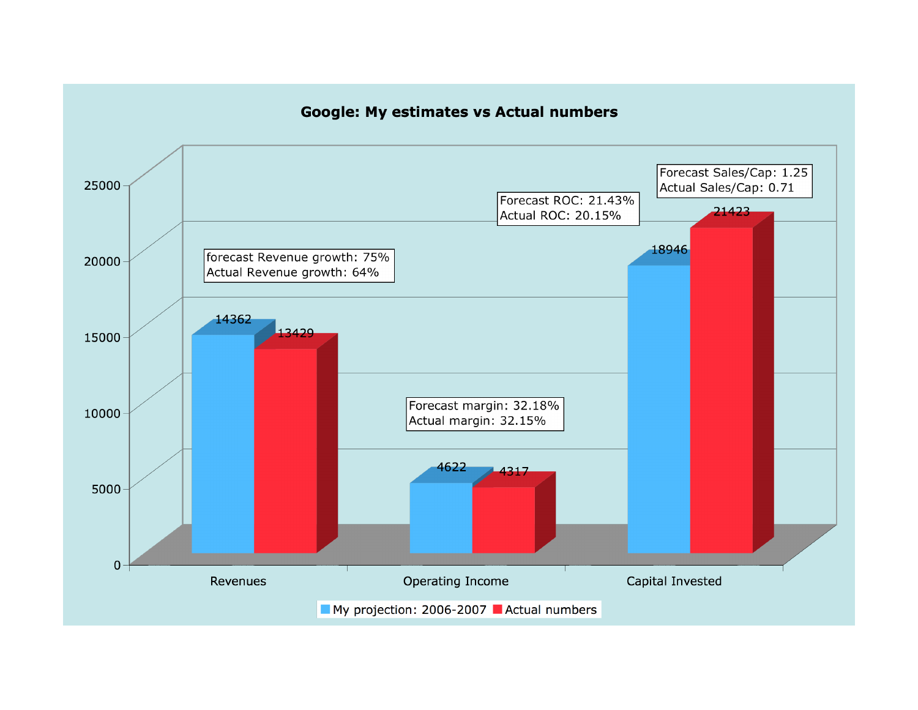# Google: My estimates vs Actual numbers

| | My projection: 2006-2007 | Actual numbers |
|---|---|---|
| Revenues | 14362 | 13429 |
| Operating Income | 4622 | 4317 |
| Capital Invested | 18946 | 21423 |

forecast Revenue growth: 75%
Actual Revenue growth: 64%

Forecast margin: 32.18%
Actual margin: 32.15%

Forecast ROC: 21.43%
Actual ROC: 20.15%

Forecast Sales/Cap: 1.25
Actual Sales/Cap: 0.71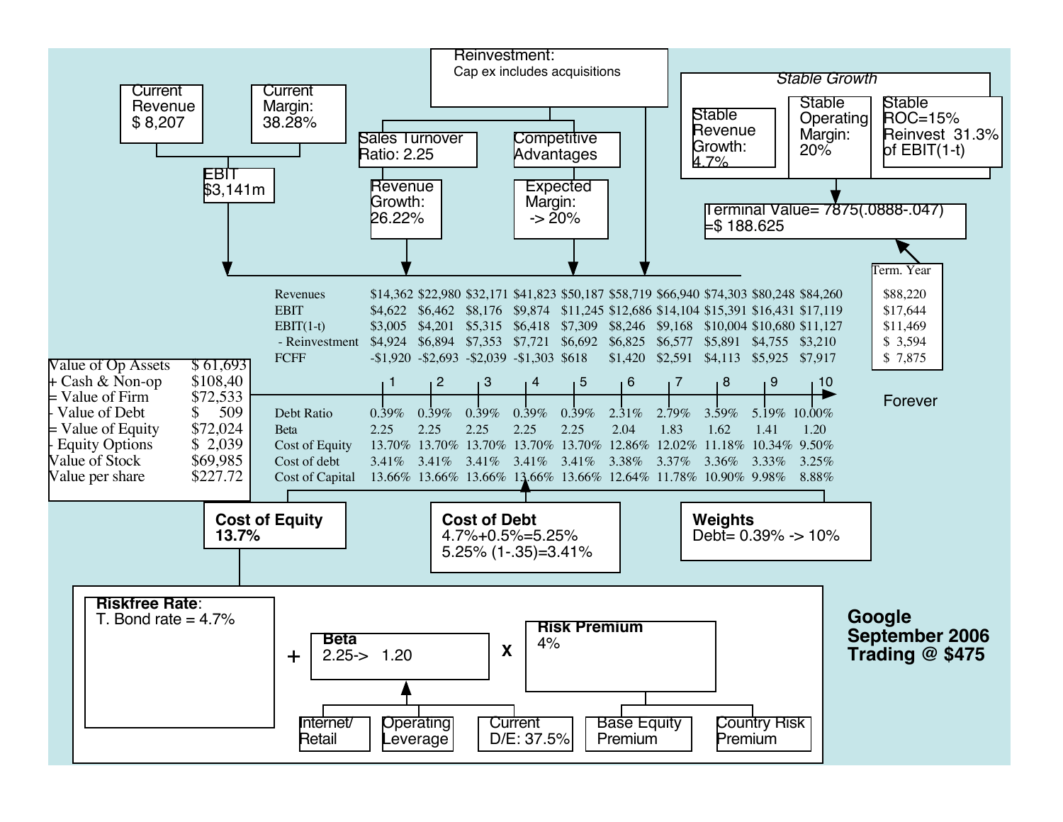Current Revenue $ 8,207

Current Margin: 38.28%

EBIT $3,141m

Reinvestment: Cap ex includes acquisitions

Sales Turnover Ratio: 2.25

Competitive Advantages

Revenue Growth: 26.22%

Expected Margin: -> 20%

*Stable Growth*

Stable Revenue Growth: 4.7%

Stable Operating Margin: 20%

Stable ROC=15% Reinvest 31.3% of EBIT(1-t)

Terminal Value= 7875(.0888-.047) =$ 188.625

| | | | | | | | | | | | Term. Year |
|---|---|---|---|---|---|---|---|---|---|---|---|
| Revenues | $14,362 | $22,980 | $32,171 | $41,823 | $50,187 | $58,719 | $66,940 | $74,303 | $80,248 | $84,260 | $88,220 |
| EBIT | $4,622 | $6,462 | $8,176 | $9,874 | $11,245 | $12,686 | $14,104 | $15,391 | $16,431 | $17,119 | $17,644 |
| EBIT(1-t) | $3,005 | $4,201 | $5,315 | $6,418 | $7,309 | $8,246 | $9,168 | $10,004 | $10,680 | $11,127 | $11,469 |
| - Reinvestment | $4,924 | $6,894 | $7,353 | $7,721 | $6,692 | $6,825 | $6,577 | $5,891 | $4,755 | $3,210 | $ 3,594 |
| FCFF | -$1,920 | -$2,693 | -$2,039 | -$1,303 | $618 | $1,420 | $2,591 | $4,113 | $5,925 | $7,917 | $ 7,875 |
| | 1 | 2 | 3 | 4 | 5 | 6 | 7 | 8 | 9 | 10 | Forever |
| Debt Ratio | 0.39% | 0.39% | 0.39% | 0.39% | 0.39% | 2.31% | 2.79% | 3.59% | 5.19% | 10.00% | |
| Beta | 2.25 | 2.25 | 2.25 | 2.25 | 2.25 | 2.04 | 1.83 | 1.62 | 1.41 | 1.20 | |
| Cost of Equity | 13.70% | 13.70% | 13.70% | 13.70% | 13.70% | 12.86% | 12.02% | 11.18% | 10.34% | 9.50% | |
| Cost of debt | 3.41% | 3.41% | 3.41% | 3.41% | 3.41% | 3.38% | 3.37% | 3.36% | 3.33% | 3.25% | |
| Cost of Capital | 13.66% | 13.66% | 13.66% | 13.66% | 13.66% | 12.64% | 11.78% | 10.90% | 9.98% | 8.88% | |

| | |
|---|---|
| Value of Op Assets | $ 61,693 |
| + Cash & Non-op | $108,40 |
| = Value of Firm | $72,533 |
| - Value of Debt | $ 509 |
| = Value of Equity | $72,024 |
| - Equity Options | $ 2,039 |
| Value of Stock | $69,985 |
| Value per share | $227.72 |

**Cost of Equity** **13.7%**

**Cost of Debt** 4.7%+0.5%=5.25% 5.25% (1-.35)=3.41%

**Weights** Debt= 0.39% -> 10%

**Riskfree Rate**: T. Bond rate = 4.7%

\+ **Beta** 2.25-> 1.20

X **Risk Premium** 4%

Internet/ Retail

Operating Leverage

Current D/E: 37.5%

Base Equity Premium

Country Risk Premium

**Google September 2006 Trading @ $475**